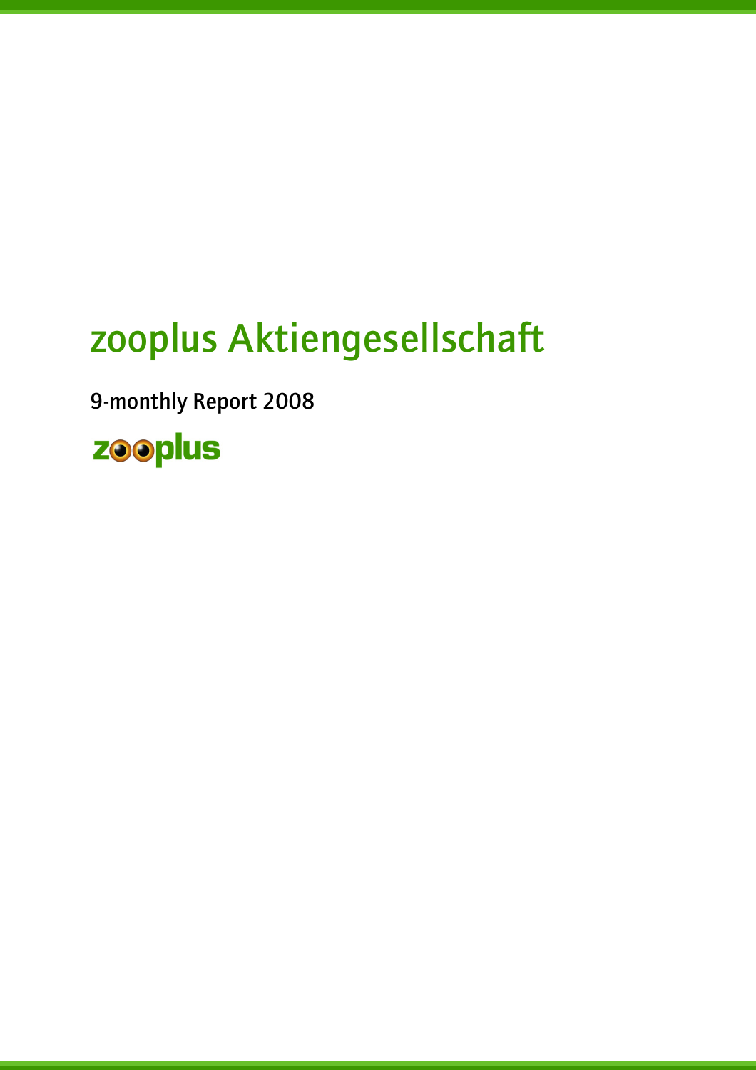# zooplus Aktiengesellschaft

9-monthly Report 2008

zooplus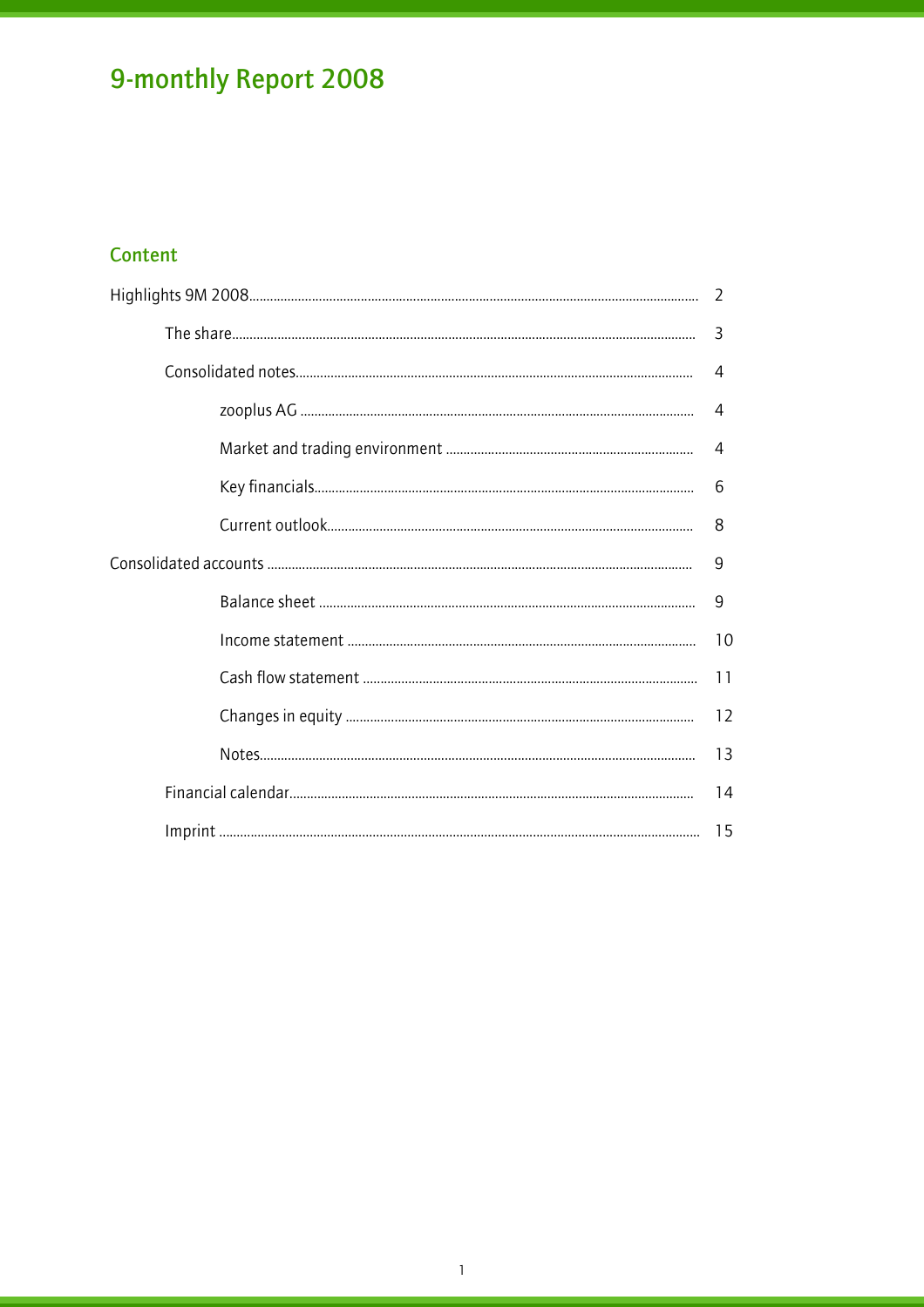# 9-monthly Report 2008

## Content

| | |
|---|---|
| Highlights 9M 2008 | 2 |
| The share | 3 |
| Consolidated notes | 4 |
| zooplus AG | 4 |
| Market and trading environment | 4 |
| Key financials | 6 |
| Current outlook | 8 |
| Consolidated accounts | 9 |
| Balance sheet | 9 |
| Income statement | 10 |
| Cash flow statement | 11 |
| Changes in equity | 12 |
| Notes | 13 |
| Financial calendar | 14 |
| Imprint | 15 |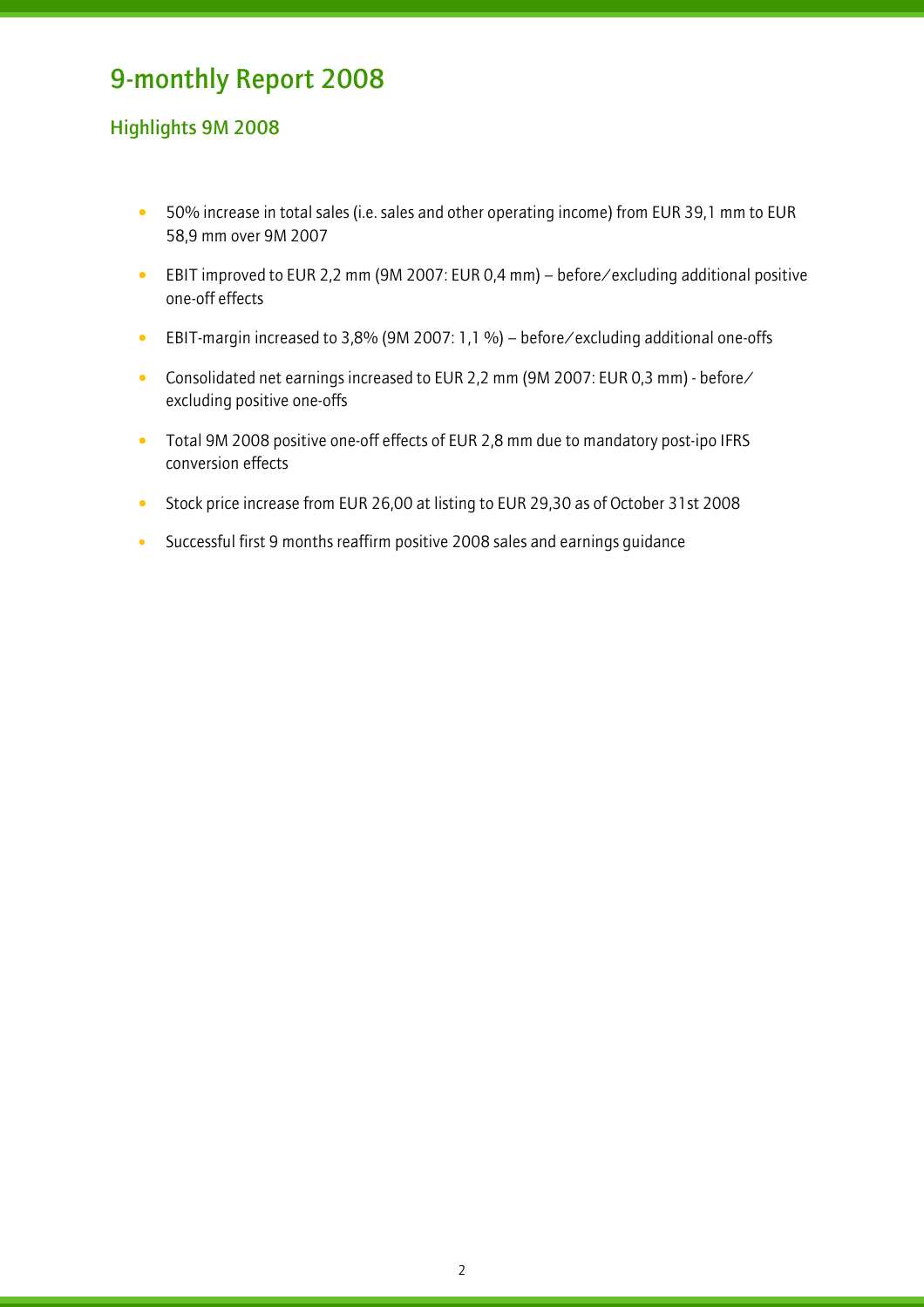# 9-monthly Report 2008

## Highlights 9M 2008

- 50% increase in total sales (i.e. sales and other operating income) from EUR 39,1 mm to EUR 58,9 mm over 9M 2007
- EBIT improved to EUR 2,2 mm (9M 2007: EUR 0,4 mm) – before/excluding additional positive one-off effects
- EBIT-margin increased to 3,8% (9M 2007: 1,1 %) – before/excluding additional one-offs
- Consolidated net earnings increased to EUR 2,2 mm (9M 2007: EUR 0,3 mm) - before/excluding positive one-offs
- Total 9M 2008 positive one-off effects of EUR 2,8 mm due to mandatory post-ipo IFRS conversion effects
- Stock price increase from EUR 26,00 at listing to EUR 29,30 as of October 31st 2008
- Successful first 9 months reaffirm positive 2008 sales and earnings guidance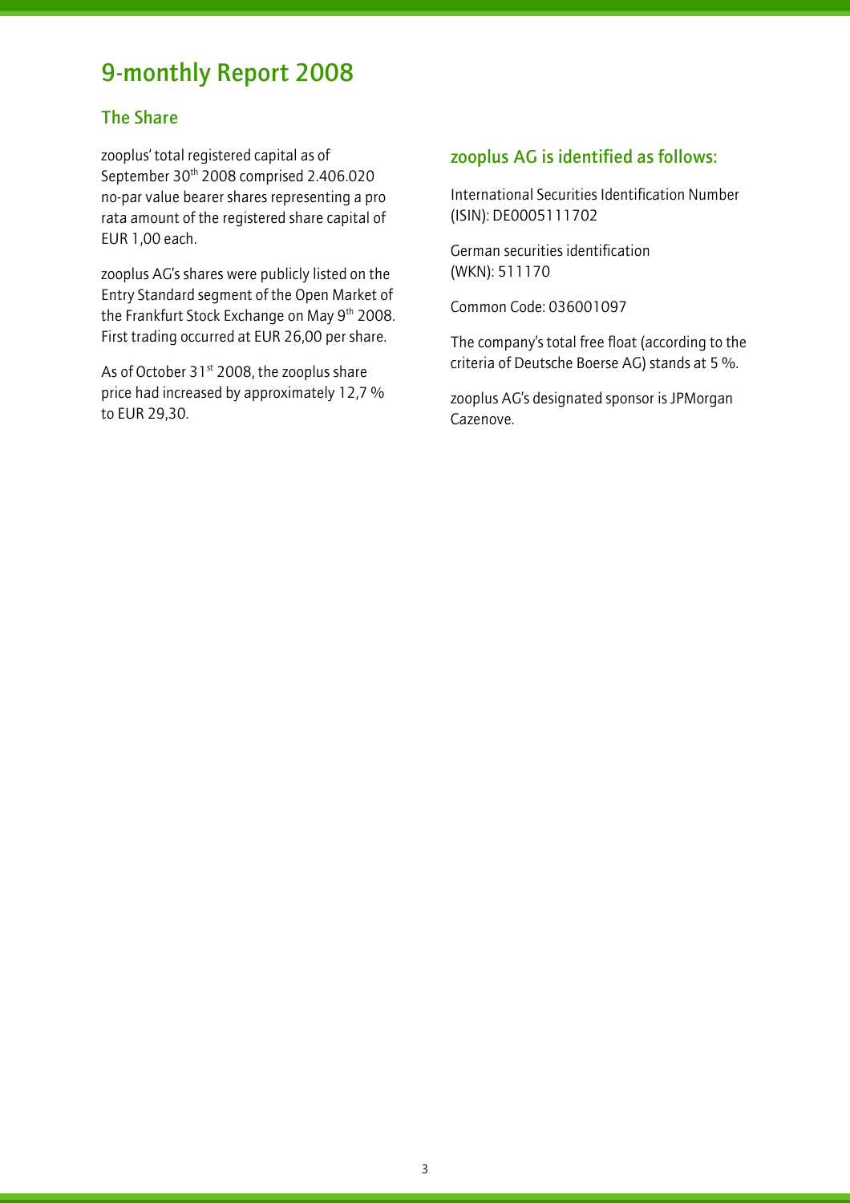# 9-monthly Report 2008

## The Share

zooplus' total registered capital as of September 30th 2008 comprised 2.406.020 no-par value bearer shares representing a pro rata amount of the registered share capital of EUR 1,00 each.

zooplus AG's shares were publicly listed on the Entry Standard segment of the Open Market of the Frankfurt Stock Exchange on May 9th 2008. First trading occurred at EUR 26,00 per share.

As of October 31st 2008, the zooplus share price had increased by approximately 12,7 % to EUR 29,30.

### zooplus AG is identified as follows:

International Securities Identification Number (ISIN): DE0005111702

German securities identification (WKN): 511170

Common Code: 036001097

The company's total free float (according to the criteria of Deutsche Boerse AG) stands at 5 %.

zooplus AG's designated sponsor is JPMorgan Cazenove.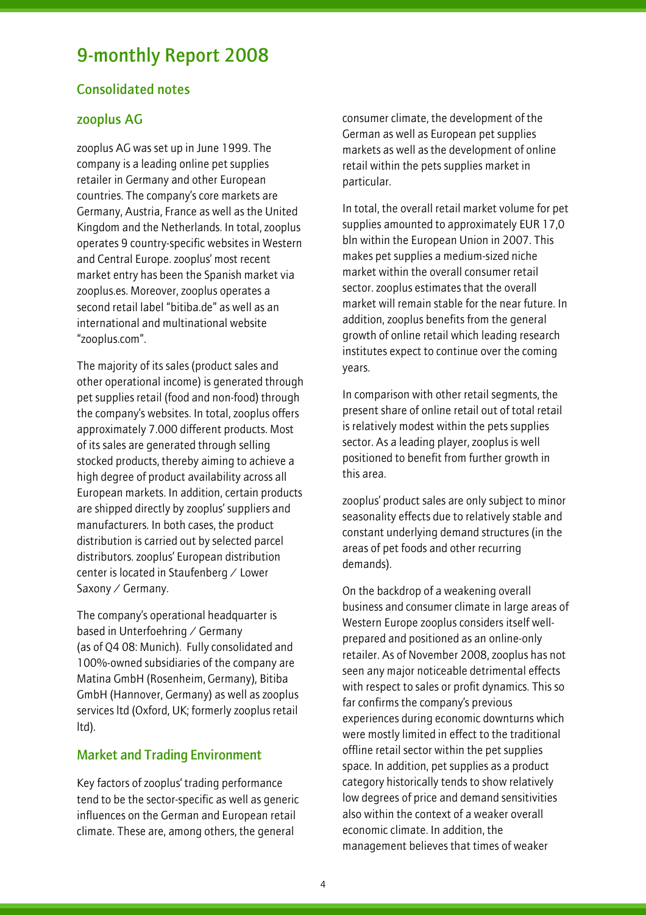# 9-monthly Report 2008

## Consolidated notes

### zooplus AG

zooplus AG was set up in June 1999. The company is a leading online pet supplies retailer in Germany and other European countries. The company's core markets are Germany, Austria, France as well as the United Kingdom and the Netherlands. In total, zooplus operates 9 country-specific websites in Western and Central Europe. zooplus' most recent market entry has been the Spanish market via zooplus.es. Moreover, zooplus operates a second retail label "bitiba.de" as well as an international and multinational website "zooplus.com".

The majority of its sales (product sales and other operational income) is generated through pet supplies retail (food and non-food) through the company's websites. In total, zooplus offers approximately 7.000 different products. Most of its sales are generated through selling stocked products, thereby aiming to achieve a high degree of product availability across all European markets. In addition, certain products are shipped directly by zooplus' suppliers and manufacturers. In both cases, the product distribution is carried out by selected parcel distributors. zooplus' European distribution center is located in Staufenberg / Lower Saxony / Germany.

The company's operational headquarter is based in Unterfoehring / Germany (as of Q4 08: Munich). Fully consolidated and 100%-owned subsidiaries of the company are Matina GmbH (Rosenheim, Germany), Bitiba GmbH (Hannover, Germany) as well as zooplus services ltd (Oxford, UK; formerly zooplus retail ltd).

### Market and Trading Environment

Key factors of zooplus' trading performance tend to be the sector-specific as well as generic influences on the German and European retail climate. These are, among others, the general consumer climate, the development of the German as well as European pet supplies markets as well as the development of online retail within the pets supplies market in particular.

In total, the overall retail market volume for pet supplies amounted to approximately EUR 17,0 bln within the European Union in 2007. This makes pet supplies a medium-sized niche market within the overall consumer retail sector. zooplus estimates that the overall market will remain stable for the near future. In addition, zooplus benefits from the general growth of online retail which leading research institutes expect to continue over the coming years.

In comparison with other retail segments, the present share of online retail out of total retail is relatively modest within the pets supplies sector. As a leading player, zooplus is well positioned to benefit from further growth in this area.

zooplus' product sales are only subject to minor seasonality effects due to relatively stable and constant underlying demand structures (in the areas of pet foods and other recurring demands).

On the backdrop of a weakening overall business and consumer climate in large areas of Western Europe zooplus considers itself well-prepared and positioned as an online-only retailer. As of November 2008, zooplus has not seen any major noticeable detrimental effects with respect to sales or profit dynamics. This so far confirms the company's previous experiences during economic downturns which were mostly limited in effect to the traditional offline retail sector within the pet supplies space. In addition, pet supplies as a product category historically tends to show relatively low degrees of price and demand sensitivities also within the context of a weaker overall economic climate. In addition, the management believes that times of weaker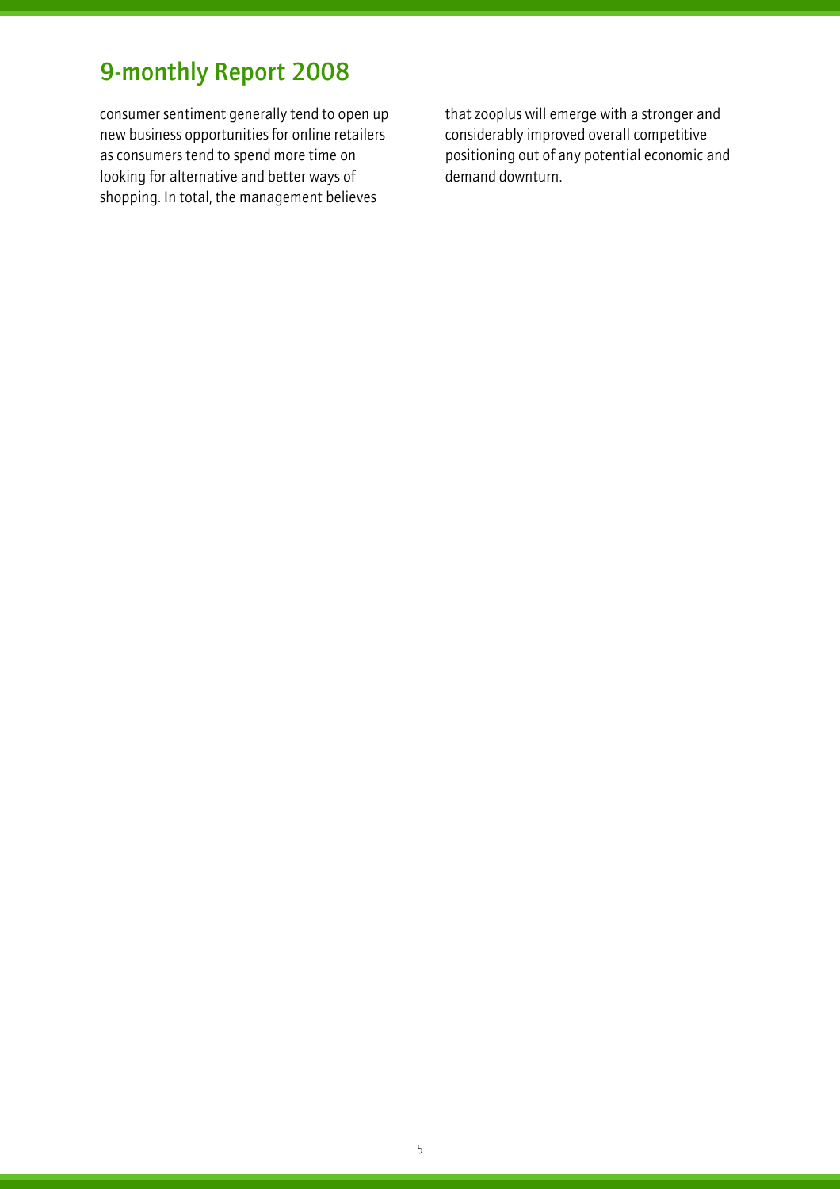consumer sentiment generally tend to open up new business opportunities for online retailers as consumers tend to spend more time on looking for alternative and better ways of shopping. In total, the management believes that zooplus will emerge with a stronger and considerably improved overall competitive positioning out of any potential economic and demand downturn.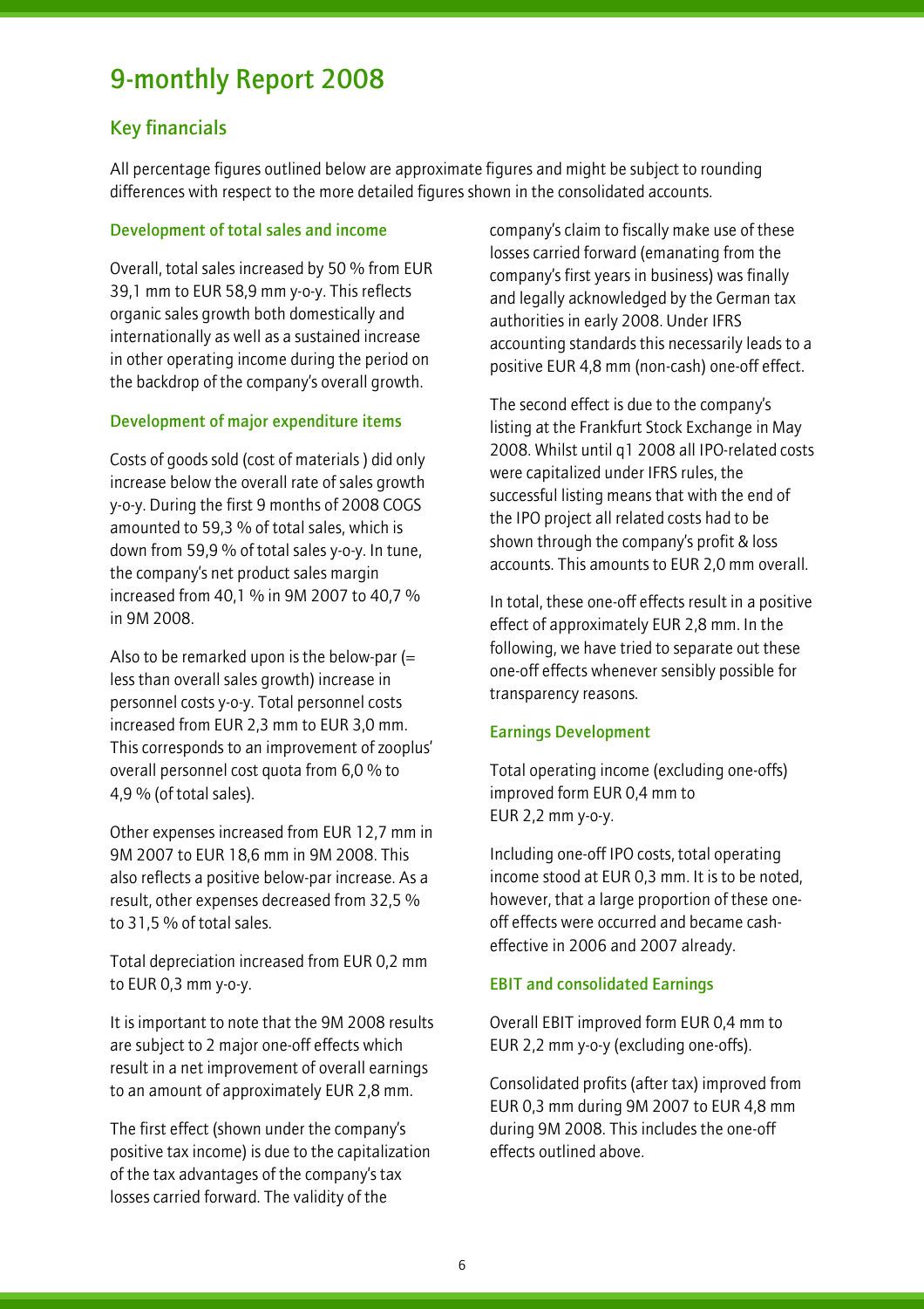# 9-monthly Report 2008

## Key financials

All percentage figures outlined below are approximate figures and might be subject to rounding differences with respect to the more detailed figures shown in the consolidated accounts.

### Development of total sales and income

Overall, total sales increased by 50 % from EUR 39,1 mm to EUR 58,9 mm y-o-y. This reflects organic sales growth both domestically and internationally as well as a sustained increase in other operating income during the period on the backdrop of the company's overall growth.

### Development of major expenditure items

Costs of goods sold (cost of materials ) did only increase below the overall rate of sales growth y-o-y. During the first 9 months of 2008 COGS amounted to 59,3 % of total sales, which is down from 59,9 % of total sales y-o-y. In tune, the company's net product sales margin increased from 40,1 % in 9M 2007 to 40,7 % in 9M 2008.

Also to be remarked upon is the below-par (= less than overall sales growth) increase in personnel costs y-o-y. Total personnel costs increased from EUR 2,3 mm to EUR 3,0 mm. This corresponds to an improvement of zooplus' overall personnel cost quota from 6,0 % to 4,9 % (of total sales).

Other expenses increased from EUR 12,7 mm in 9M 2007 to EUR 18,6 mm in 9M 2008. This also reflects a positive below-par increase. As a result, other expenses decreased from 32,5 % to 31,5 % of total sales.

Total depreciation increased from EUR 0,2 mm to EUR 0,3 mm y-o-y.

It is important to note that the 9M 2008 results are subject to 2 major one-off effects which result in a net improvement of overall earnings to an amount of approximately EUR 2,8 mm.

The first effect (shown under the company's positive tax income) is due to the capitalization of the tax advantages of the company's tax losses carried forward. The validity of the company's claim to fiscally make use of these losses carried forward (emanating from the company's first years in business) was finally and legally acknowledged by the German tax authorities in early 2008. Under IFRS accounting standards this necessarily leads to a positive EUR 4,8 mm (non-cash) one-off effect.

The second effect is due to the company's listing at the Frankfurt Stock Exchange in May 2008. Whilst until q1 2008 all IPO-related costs were capitalized under IFRS rules, the successful listing means that with the end of the IPO project all related costs had to be shown through the company's profit & loss accounts. This amounts to EUR 2,0 mm overall.

In total, these one-off effects result in a positive effect of approximately EUR 2,8 mm. In the following, we have tried to separate out these one-off effects whenever sensibly possible for transparency reasons.

### Earnings Development

Total operating income (excluding one-offs) improved form EUR 0,4 mm to EUR 2,2 mm y-o-y.

Including one-off IPO costs, total operating income stood at EUR 0,3 mm. It is to be noted, however, that a large proportion of these one-off effects were occurred and became cash-effective in 2006 and 2007 already.

### EBIT and consolidated Earnings

Overall EBIT improved form EUR 0,4 mm to EUR 2,2 mm y-o-y (excluding one-offs).

Consolidated profits (after tax) improved from EUR 0,3 mm during 9M 2007 to EUR 4,8 mm during 9M 2008. This includes the one-off effects outlined above.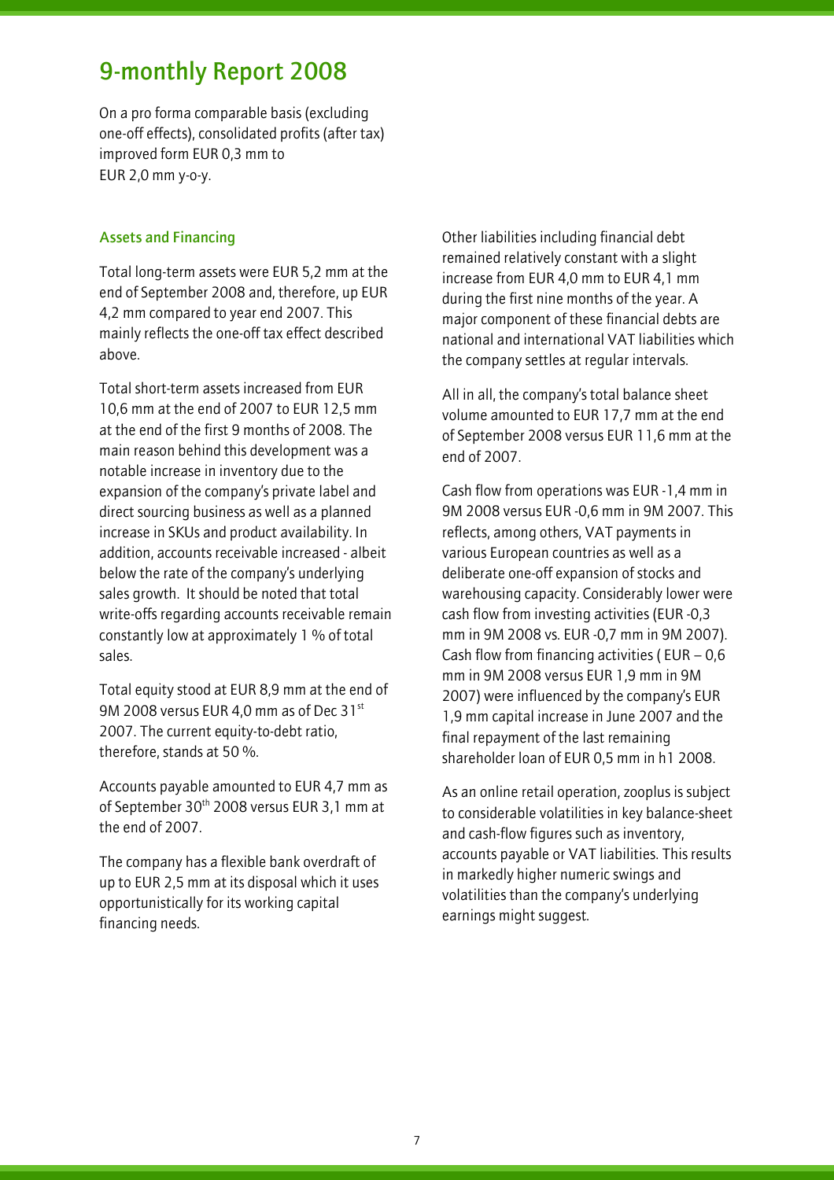# 9-monthly Report 2008

On a pro forma comparable basis (excluding one-off effects), consolidated profits (after tax) improved form EUR 0,3 mm to EUR 2,0 mm y-o-y.

### Assets and Financing

Total long-term assets were EUR 5,2 mm at the end of September 2008 and, therefore, up EUR 4,2 mm compared to year end 2007. This mainly reflects the one-off tax effect described above.

Total short-term assets increased from EUR 10,6 mm at the end of 2007 to EUR 12,5 mm at the end of the first 9 months of 2008. The main reason behind this development was a notable increase in inventory due to the expansion of the company's private label and direct sourcing business as well as a planned increase in SKUs and product availability. In addition, accounts receivable increased - albeit below the rate of the company's underlying sales growth. It should be noted that total write-offs regarding accounts receivable remain constantly low at approximately 1 % of total sales.

Total equity stood at EUR 8,9 mm at the end of 9M 2008 versus EUR 4,0 mm as of Dec 31st 2007. The current equity-to-debt ratio, therefore, stands at 50 %.

Accounts payable amounted to EUR 4,7 mm as of September 30th 2008 versus EUR 3,1 mm at the end of 2007.

The company has a flexible bank overdraft of up to EUR 2,5 mm at its disposal which it uses opportunistically for its working capital financing needs.

Other liabilities including financial debt remained relatively constant with a slight increase from EUR 4,0 mm to EUR 4,1 mm during the first nine months of the year. A major component of these financial debts are national and international VAT liabilities which the company settles at regular intervals.

All in all, the company's total balance sheet volume amounted to EUR 17,7 mm at the end of September 2008 versus EUR 11,6 mm at the end of 2007.

Cash flow from operations was EUR -1,4 mm in 9M 2008 versus EUR -0,6 mm in 9M 2007. This reflects, among others, VAT payments in various European countries as well as a deliberate one-off expansion of stocks and warehousing capacity. Considerably lower were cash flow from investing activities (EUR -0,3 mm in 9M 2008 vs. EUR -0,7 mm in 9M 2007). Cash flow from financing activities ( EUR – 0,6 mm in 9M 2008 versus EUR 1,9 mm in 9M 2007) were influenced by the company's EUR 1,9 mm capital increase in June 2007 and the final repayment of the last remaining shareholder loan of EUR 0,5 mm in h1 2008.

As an online retail operation, zooplus is subject to considerable volatilities in key balance-sheet and cash-flow figures such as inventory, accounts payable or VAT liabilities. This results in markedly higher numeric swings and volatilities than the company's underlying earnings might suggest.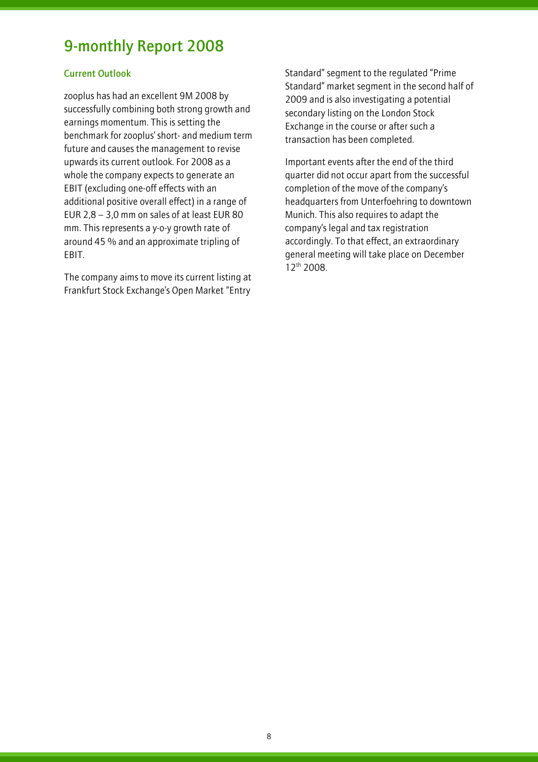# 9-monthly Report 2008

## Current Outlook

zooplus has had an excellent 9M 2008 by successfully combining both strong growth and earnings momentum. This is setting the benchmark for zooplus' short- and medium term future and causes the management to revise upwards its current outlook. For 2008 as a whole the company expects to generate an EBIT (excluding one-off effects with an additional positive overall effect) in a range of EUR 2,8 – 3,0 mm on sales of at least EUR 80 mm. This represents a y-o-y growth rate of around 45 % and an approximate tripling of EBIT.

The company aims to move its current listing at Frankfurt Stock Exchange's Open Market "Entry Standard" segment to the regulated "Prime Standard" market segment in the second half of 2009 and is also investigating a potential secondary listing on the London Stock Exchange in the course or after such a transaction has been completed.

Important events after the end of the third quarter did not occur apart from the successful completion of the move of the company's headquarters from Unterfoehring to downtown Munich. This also requires to adapt the company's legal and tax registration accordingly. To that effect, an extraordinary general meeting will take place on December 12th 2008.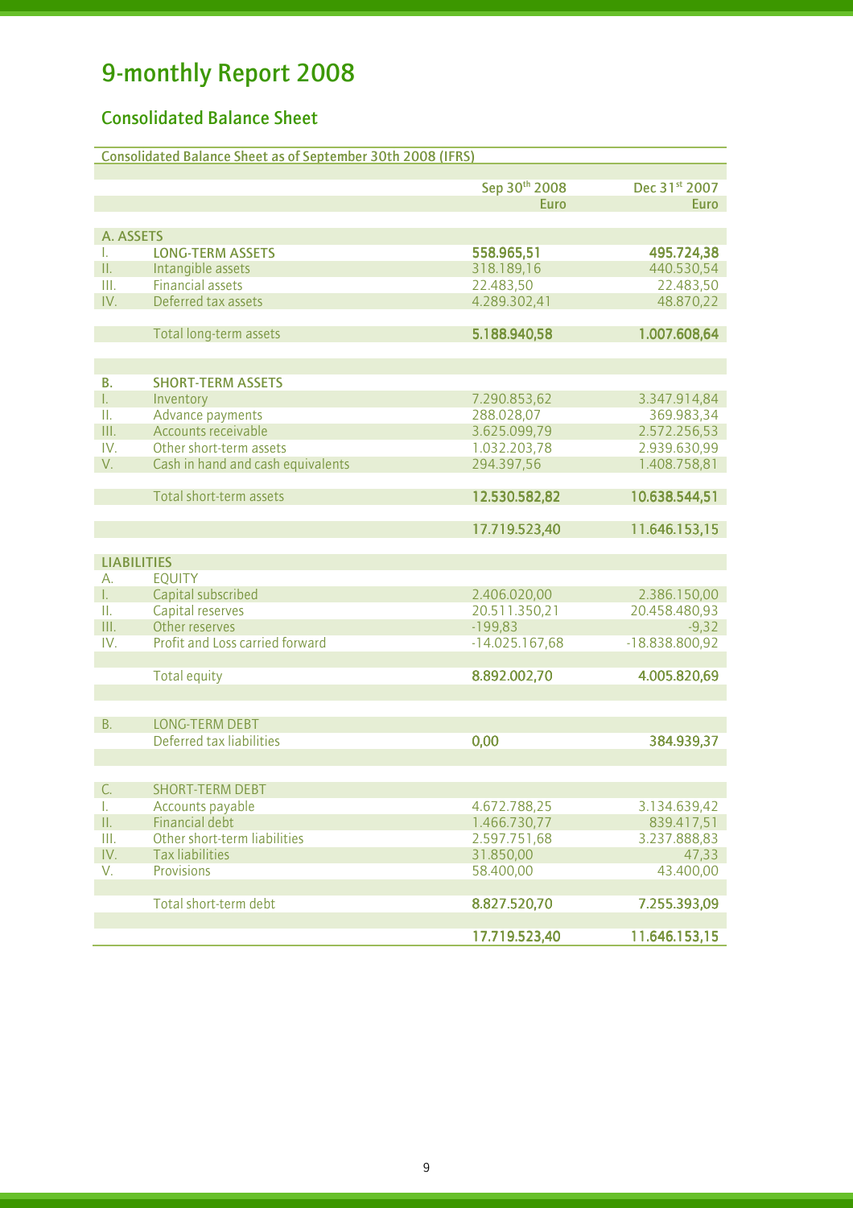# 9-monthly Report 2008

## Consolidated Balance Sheet

| Consolidated Balance Sheet as of September 30th 2008 (IFRS) | | | |
|---|---|---|---|
| | | Sep 30th 2008 | Dec 31st 2007 |
| | | Euro | Euro |
| **A. ASSETS** | | | |
| I. | **LONG-TERM ASSETS** | **558.965,51** | **495.724,38** |
| II. | Intangible assets | 318.189,16 | 440.530,54 |
| III. | Financial assets | 22.483,50 | 22.483,50 |
| IV. | Deferred tax assets | 4.289.302,41 | 48.870,22 |
| | Total long-term assets | **5.188.940,58** | **1.007.608,64** |
| **B.** | **SHORT-TERM ASSETS** | | |
| I. | Inventory | 7.290.853,62 | 3.347.914,84 |
| II. | Advance payments | 288.028,07 | 369.983,34 |
| III. | Accounts receivable | 3.625.099,79 | 2.572.256,53 |
| IV. | Other short-term assets | 1.032.203,78 | 2.939.630,99 |
| V. | Cash in hand and cash equivalents | 294.397,56 | 1.408.758,81 |
| | Total short-term assets | **12.530.582,82** | **10.638.544,51** |
| | | **17.719.523,40** | **11.646.153,15** |
| **LIABILITIES** | | | |
| A. | EQUITY | | |
| I. | Capital subscribed | 2.406.020,00 | 2.386.150,00 |
| II. | Capital reserves | 20.511.350,21 | 20.458.480,93 |
| III. | Other reserves | -199,83 | -9,32 |
| IV. | Profit and Loss carried forward | -14.025.167,68 | -18.838.800,92 |
| | Total equity | **8.892.002,70** | **4.005.820,69** |
| B. | LONG-TERM DEBT | | |
| | Deferred tax liabilities | **0,00** | **384.939,37** |
| C. | SHORT-TERM DEBT | | |
| I. | Accounts payable | 4.672.788,25 | 3.134.639,42 |
| II. | Financial debt | 1.466.730,77 | 839.417,51 |
| III. | Other short-term liabilities | 2.597.751,68 | 3.237.888,83 |
| IV. | Tax liabilities | 31.850,00 | 47,33 |
| V. | Provisions | 58.400,00 | 43.400,00 |
| | Total short-term debt | **8.827.520,70** | **7.255.393,09** |
| | | **17.719.523,40** | **11.646.153,15** |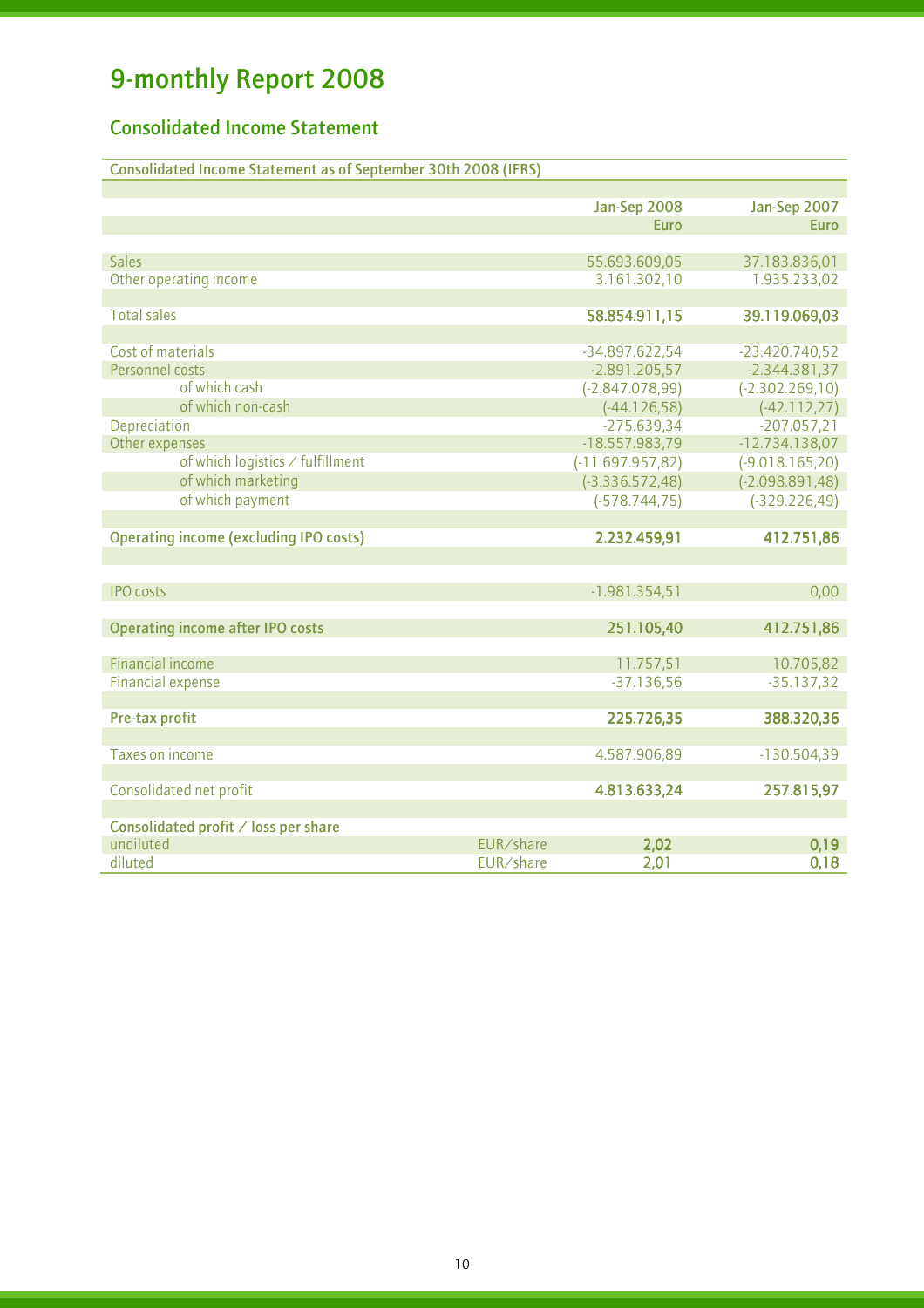# 9-monthly Report 2008

## Consolidated Income Statement

| Consolidated Income Statement as of September 30th 2008 (IFRS) | | | |
|---|---|---|---|
| | | Jan-Sep 2008 | Jan-Sep 2007 |
| | | Euro | Euro |
| Sales | | 55.693.609,05 | 37.183.836,01 |
| Other operating income | | 3.161.302,10 | 1.935.233,02 |
| Total sales | | **58.854.911,15** | **39.119.069,03** |
| Cost of materials | | -34.897.622,54 | -23.420.740,52 |
| Personnel costs | | -2.891.205,57 | -2.344.381,37 |
| of which cash | | (-2.847.078,99) | (-2.302.269,10) |
| of which non-cash | | (-44.126,58) | (-42.112,27) |
| Depreciation | | -275.639,34 | -207.057,21 |
| Other expenses | | -18.557.983,79 | -12.734.138,07 |
| of which logistics / fulfillment | | (-11.697.957,82) | (-9.018.165,20) |
| of which marketing | | (-3.336.572,48) | (-2.098.891,48) |
| of which payment | | (-578.744,75) | (-329.226,49) |
| **Operating income (excluding IPO costs)** | | **2.232.459,91** | **412.751,86** |
| IPO costs | | -1.981.354,51 | 0,00 |
| **Operating income after IPO costs** | | **251.105,40** | **412.751,86** |
| Financial income | | 11.757,51 | 10.705,82 |
| Financial expense | | -37.136,56 | -35.137,32 |
| **Pre-tax profit** | | **225.726,35** | **388.320,36** |
| Taxes on income | | 4.587.906,89 | -130.504,39 |
| Consolidated net profit | | **4.813.633,24** | **257.815,97** |
| **Consolidated profit / loss per share** | | | |
| undiluted | EUR/share | **2,02** | **0,19** |
| diluted | EUR/share | **2,01** | **0,18** |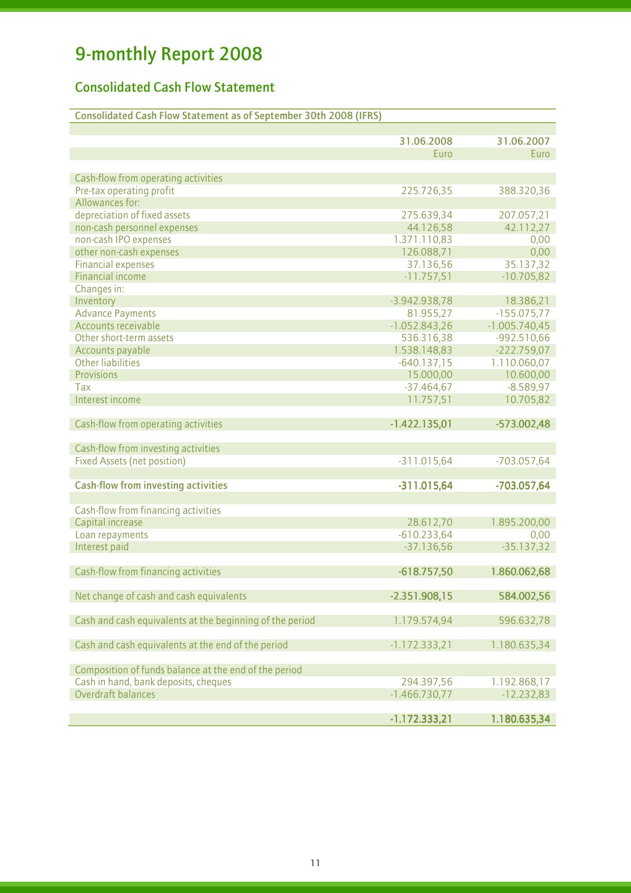# 9-monthly Report 2008

## Consolidated Cash Flow Statement

| Consolidated Cash Flow Statement as of September 30th 2008 (IFRS) | | |
|---|---|---|
| | 31.06.2008 | 31.06.2007 |
| | Euro | Euro |
| Cash-flow from operating activities | | |
| Pre-tax operating profit | 225.726,35 | 388.320,36 |
| Allowances for: | | |
| depreciation of fixed assets | 275.639,34 | 207.057,21 |
| non-cash personnel expenses | 44.126,58 | 42.112,27 |
| non-cash IPO expenses | 1.371.110,83 | 0,00 |
| other non-cash expenses | 126.088,71 | 0,00 |
| Financial expenses | 37.136,56 | 35.137,32 |
| Financial income | -11.757,51 | -10.705,82 |
| Changes in: | | |
| Inventory | -3.942.938,78 | 18.386,21 |
| Advance Payments | 81.955,27 | -155.075,77 |
| Accounts receivable | -1.052.843,26 | -1.005.740,45 |
| Other short-term assets | 536.316,38 | -992.510,66 |
| Accounts payable | 1.538.148,83 | -222.759,07 |
| Other liabilities | -640.137,15 | 1.110.060,07 |
| Provisions | 15.000,00 | 10.600,00 |
| Tax | -37.464,67 | -8.589,97 |
| Interest income | 11.757,51 | 10.705,82 |
| Cash-flow from operating activities | **-1.422.135,01** | **-573.002,48** |
| Cash-flow from investing activities | | |
| Fixed Assets (net position) | -311.015,64 | -703.057,64 |
| **Cash-flow from investing activities** | **-311.015,64** | **-703.057,64** |
| Cash-flow from financing activities | | |
| Capital increase | 28.612,70 | 1.895.200,00 |
| Loan repayments | -610.233,64 | 0,00 |
| Interest paid | -37.136,56 | -35.137,32 |
| Cash-flow from financing activities | **-618.757,50** | **1.860.062,68** |
| Net change of cash and cash equivalents | **-2.351.908,15** | **584.002,56** |
| Cash and cash equivalents at the beginning of the period | 1.179.574,94 | 596.632,78 |
| Cash and cash equivalents at the end of the period | -1.172.333,21 | 1.180.635,34 |
| Composition of funds balance at the end of the period | | |
| Cash in hand, bank deposits, cheques | 294.397,56 | 1.192.868,17 |
| Overdraft balances | -1.466.730,77 | -12.232,83 |
| | **-1.172.333,21** | **1.180.635,34** |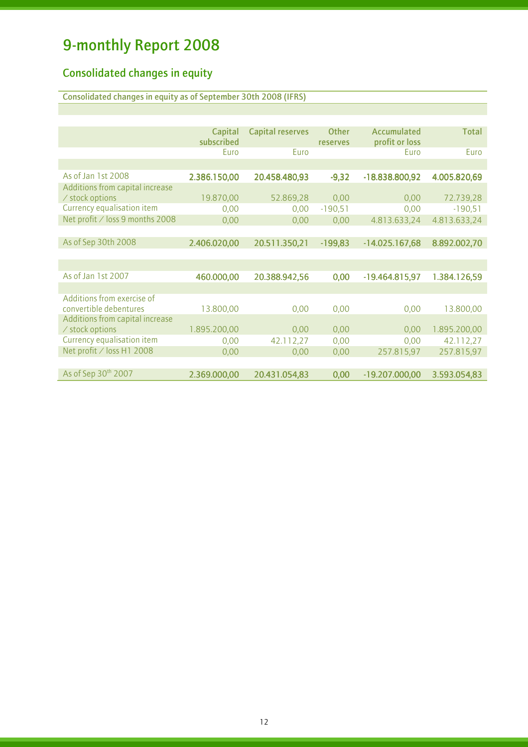# 9-monthly Report 2008

## Consolidated changes in equity

### Consolidated changes in equity as of September 30th 2008 (IFRS)

| | Capital subscribed | Capital reserves | Other reserves | Accumulated profit or loss | Total |
|---|---|---|---|---|---|
| | Euro | Euro | | Euro | Euro |
| **As of Jan 1st 2008** | **2.386.150,00** | **20.458.480,93** | **-9,32** | **-18.838.800,92** | **4.005.820,69** |
| Additions from capital increase / stock options | 19.870,00 | 52.869,28 | 0,00 | 0,00 | 72.739,28 |
| Currency equalisation item | 0,00 | 0,00 | -190,51 | 0,00 | -190,51 |
| Net profit / loss 9 months 2008 | 0,00 | 0,00 | 0,00 | 4.813.633,24 | 4.813.633,24 |
| **As of Sep 30th 2008** | **2.406.020,00** | **20.511.350,21** | **-199,83** | **-14.025.167,68** | **8.892.002,70** |
| | | | | | |
| **As of Jan 1st 2007** | **460.000,00** | **20.388.942,56** | **0,00** | **-19.464.815,97** | **1.384.126,59** |
| Additions from exercise of convertible debentures | 13.800,00 | 0,00 | 0,00 | 0,00 | 13.800,00 |
| Additions from capital increase / stock options | 1.895.200,00 | 0,00 | 0,00 | 0,00 | 1.895.200,00 |
| Currency equalisation item | 0,00 | 42.112,27 | 0,00 | 0,00 | 42.112,27 |
| Net profit / loss H1 2008 | 0,00 | 0,00 | 0,00 | 257.815,97 | 257.815,97 |
| **As of Sep 30th 2007** | **2.369.000,00** | **20.431.054,83** | **0,00** | **-19.207.000,00** | **3.593.054,83** |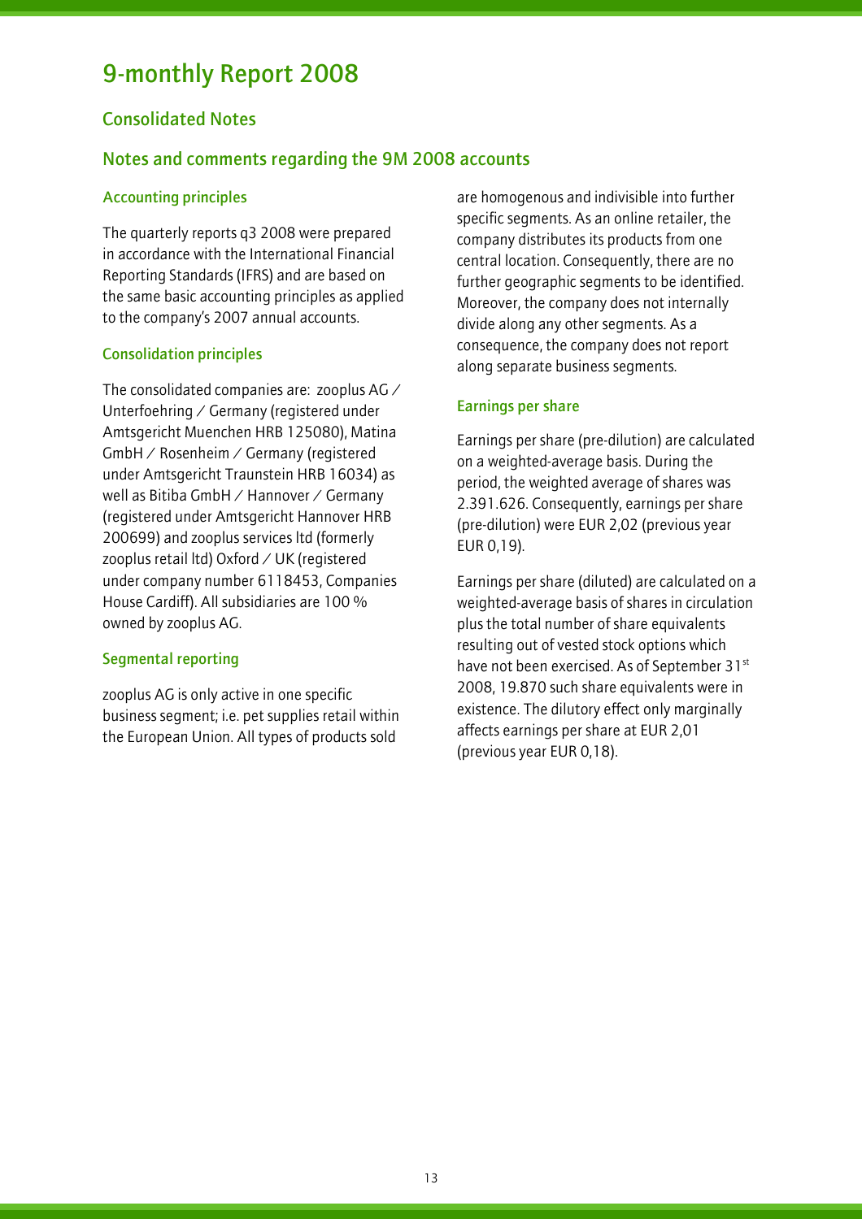# 9-monthly Report 2008

## Consolidated Notes

## Notes and comments regarding the 9M 2008 accounts

### Accounting principles

The quarterly reports q3 2008 were prepared in accordance with the International Financial Reporting Standards (IFRS) and are based on the same basic accounting principles as applied to the company's 2007 annual accounts.

### Consolidation principles

The consolidated companies are: zooplus AG / Unterfoehring / Germany (registered under Amtsgericht Muenchen HRB 125080), Matina GmbH / Rosenheim / Germany (registered under Amtsgericht Traunstein HRB 16034) as well as Bitiba GmbH / Hannover / Germany (registered under Amtsgericht Hannover HRB 200699) and zooplus services ltd (formerly zooplus retail ltd) Oxford / UK (registered under company number 6118453, Companies House Cardiff). All subsidiaries are 100 % owned by zooplus AG.

### Segmental reporting

zooplus AG is only active in one specific business segment; i.e. pet supplies retail within the European Union. All types of products sold are homogenous and indivisible into further specific segments. As an online retailer, the company distributes its products from one central location. Consequently, there are no further geographic segments to be identified. Moreover, the company does not internally divide along any other segments. As a consequence, the company does not report along separate business segments.

### Earnings per share

Earnings per share (pre-dilution) are calculated on a weighted-average basis. During the period, the weighted average of shares was 2.391.626. Consequently, earnings per share (pre-dilution) were EUR 2,02 (previous year EUR 0,19).

Earnings per share (diluted) are calculated on a weighted-average basis of shares in circulation plus the total number of share equivalents resulting out of vested stock options which have not been exercised. As of September 31st 2008, 19.870 such share equivalents were in existence. The dilutory effect only marginally affects earnings per share at EUR 2,01 (previous year EUR 0,18).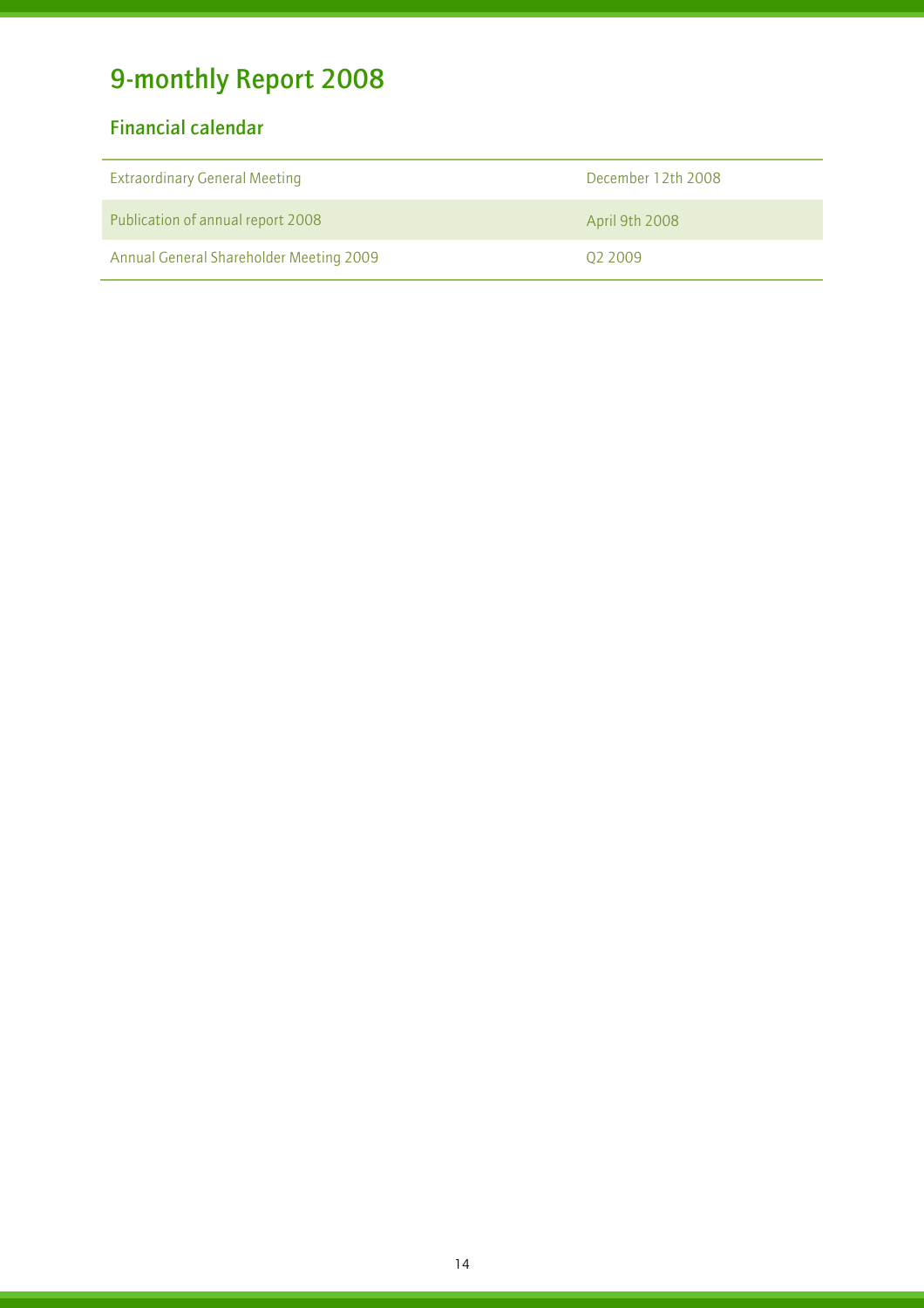# 9-monthly Report 2008

## Financial calendar

| | |
|---|---|
| Extraordinary General Meeting | December 12th 2008 |
| Publication of annual report 2008 | April 9th 2008 |
| Annual General Shareholder Meeting 2009 | Q2 2009 |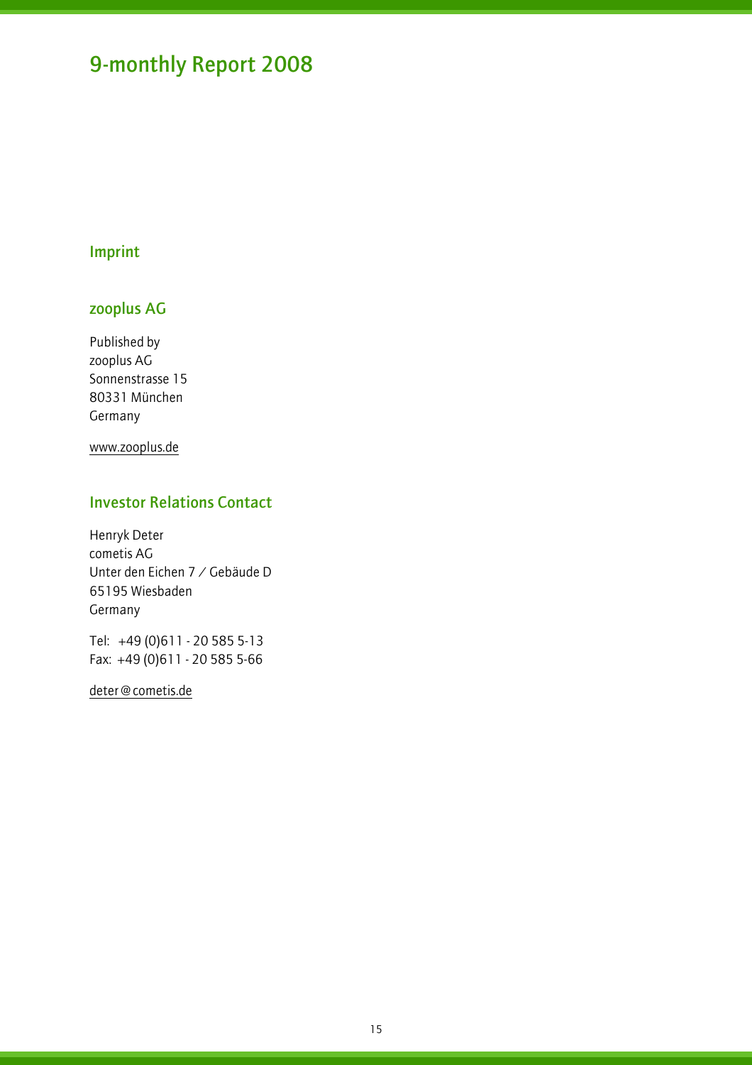# 9-monthly Report 2008

## Imprint

### zooplus AG

Published by
zooplus AG
Sonnenstrasse 15
80331 München
Germany

www.zooplus.de

### Investor Relations Contact

Henryk Deter
cometis AG
Unter den Eichen 7 / Gebäude D
65195 Wiesbaden
Germany

Tel: +49 (0)611 - 20 585 5-13
Fax: +49 (0)611 - 20 585 5-66

deter@cometis.de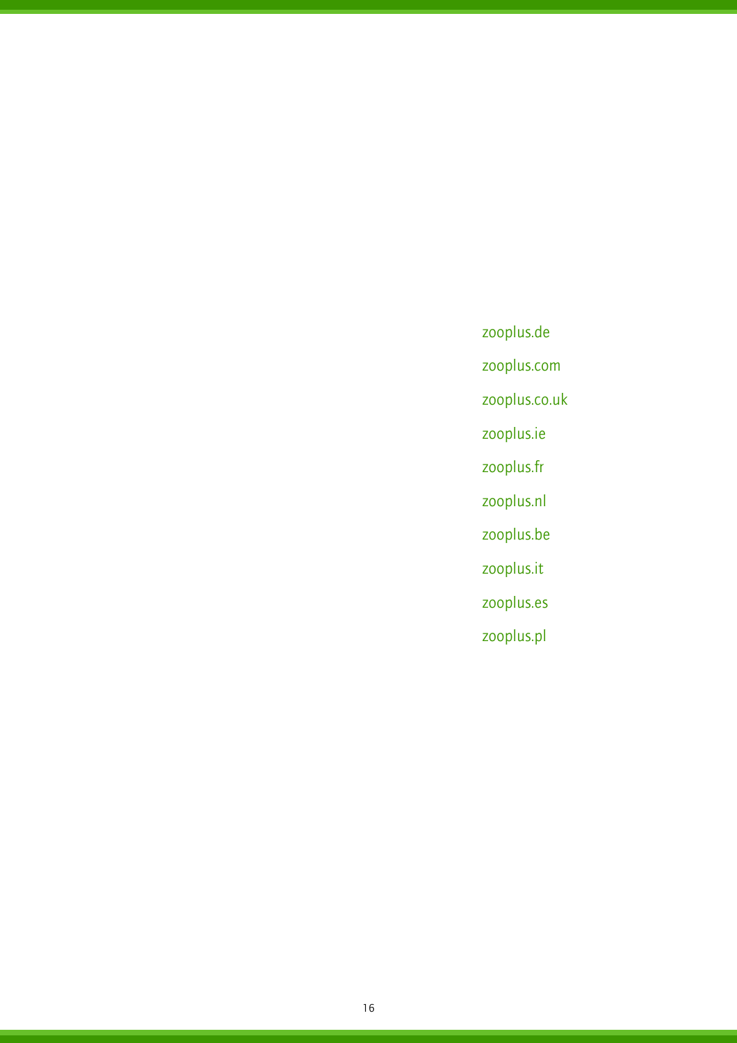zooplus.de

zooplus.com

zooplus.co.uk

zooplus.ie

zooplus.fr

zooplus.nl

zooplus.be

zooplus.it

zooplus.es

zooplus.pl